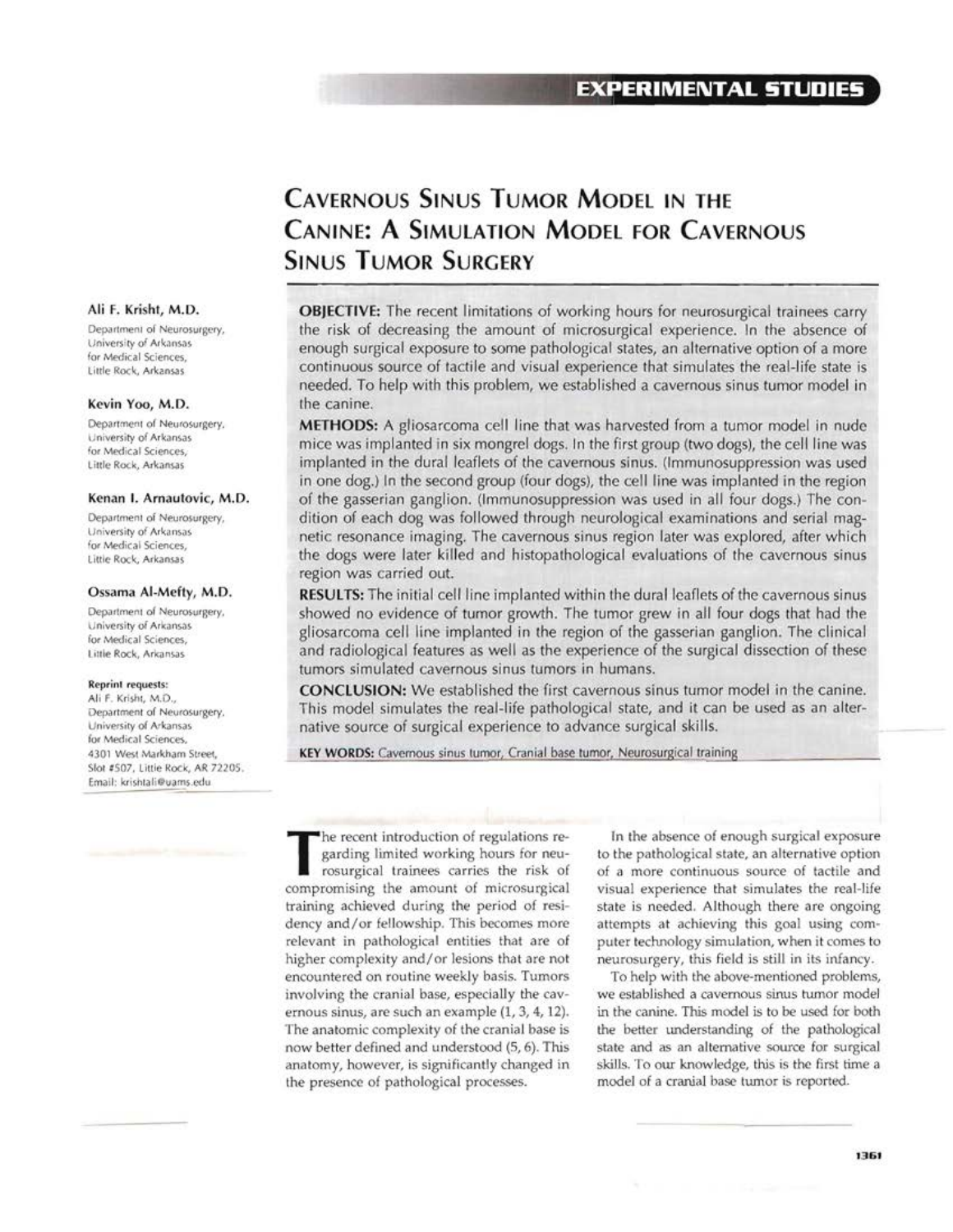# Cavernous Sinus Tumor Model in the Canine: A Simulation Model for Cavernous Sinus Tumor Surgery

**Ali F. Krisht, M.D.**
Department of Neurosurgery,
University of Arkansas
for Medical Sciences,
Little Rock, Arkansas

**Kevin Yoo, M.D.**
Department of Neurosurgery,
University of Arkansas
for Medical Sciences,
Little Rock, Arkansas

**Kenan I. Arnautovic, M.D.**
Department of Neurosurgery,
University of Arkansas
for Medical Sciences,
Little Rock, Arkansas

**Ossama Al-Mefty, M.D.**
Department of Neurosurgery,
University of Arkansas
for Medical Sciences,
Little Rock, Arkansas

**Reprint requests:**
Ali F. Krisht, M.D.,
Department of Neurosurgery,
University of Arkansas
for Medical Sciences,
4301 West Markham Street,
Slot #507, Little Rock, AR 72205.
Email: krishtali@uams.edu

**OBJECTIVE:** The recent limitations of working hours for neurosurgical trainees carry the risk of decreasing the amount of microsurgical experience. In the absence of enough surgical exposure to some pathological states, an alternative option of a more continuous source of tactile and visual experience that simulates the real-life state is needed. To help with this problem, we established a cavernous sinus tumor model in the canine.

**METHODS:** A gliosarcoma cell line that was harvested from a tumor model in nude mice was implanted in six mongrel dogs. In the first group (two dogs), the cell line was implanted in the dural leaflets of the cavernous sinus. (Immunosuppression was used in one dog.) In the second group (four dogs), the cell line was implanted in the region of the gasserian ganglion. (Immunosuppression was used in all four dogs.) The condition of each dog was followed through neurological examinations and serial magnetic resonance imaging. The cavernous sinus region later was explored, after which the dogs were later killed and histopathological evaluations of the cavernous sinus region was carried out.

**RESULTS:** The initial cell line implanted within the dural leaflets of the cavernous sinus showed no evidence of tumor growth. The tumor grew in all four dogs that had the gliosarcoma cell line implanted in the region of the gasserian ganglion. The clinical and radiological features as well as the experience of the surgical dissection of these tumors simulated cavernous sinus tumors in humans.

**CONCLUSION:** We established the first cavernous sinus tumor model in the canine. This model simulates the real-life pathological state, and it can be used as an alternative source of surgical experience to advance surgical skills.

**KEY WORDS:** Cavernous sinus tumor, Cranial base tumor, Neurosurgical training

The recent introduction of regulations regarding limited working hours for neurosurgical trainees carries the risk of compromising the amount of microsurgical training achieved during the period of residency and/or fellowship. This becomes more relevant in pathological entities that are of higher complexity and/or lesions that are not encountered on routine weekly basis. Tumors involving the cranial base, especially the cavernous sinus, are such an example (1, 3, 4, 12). The anatomic complexity of the cranial base is now better defined and understood (5, 6). This anatomy, however, is significantly changed in the presence of pathological processes.

In the absence of enough surgical exposure to the pathological state, an alternative option of a more continuous source of tactile and visual experience that simulates the real-life state is needed. Although there are ongoing attempts at achieving this goal using computer technology simulation, when it comes to neurosurgery, this field is still in its infancy.

To help with the above-mentioned problems, we established a cavernous sinus tumor model in the canine. This model is to be used for both the better understanding of the pathological state and as an alternative source for surgical skills. To our knowledge, this is the first time a model of a cranial base tumor is reported.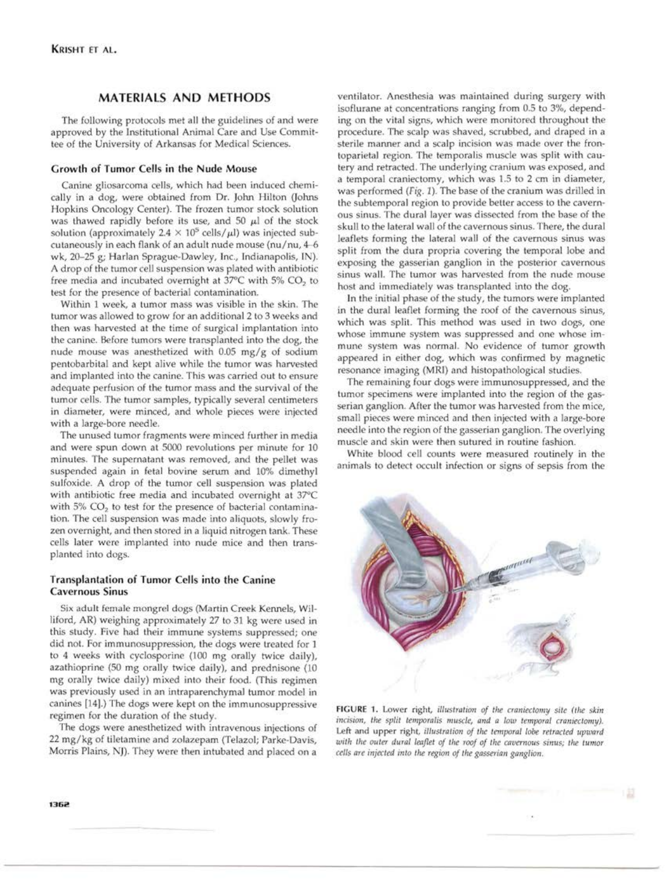## MATERIALS AND METHODS

The following protocols met all the guidelines of and were approved by the Institutional Animal Care and Use Committee of the University of Arkansas for Medical Sciences.

### Growth of Tumor Cells in the Nude Mouse

Canine gliosarcoma cells, which had been induced chemically in a dog, were obtained from Dr. John Hilton (Johns Hopkins Oncology Center). The frozen tumor stock solution was thawed rapidly before its use, and 50 $\mu$l of the stock solution (approximately $2.4 \times 10^5$ cells/$\mu$l) was injected subcutaneously in each flank of an adult nude mouse (nu/nu, 4–6 wk, 20–25 g; Harlan Sprague-Dawley, Inc., Indianapolis, IN). A drop of the tumor cell suspension was plated with antibiotic free media and incubated overnight at 37°C with 5% $CO_2$ to test for the presence of bacterial contamination.

Within 1 week, a tumor mass was visible in the skin. The tumor was allowed to grow for an additional 2 to 3 weeks and then was harvested at the time of surgical implantation into the canine. Before tumors were transplanted into the dog, the nude mouse was anesthetized with 0.05 mg/g of sodium pentobarbital and kept alive while the tumor was harvested and implanted into the canine. This was carried out to ensure adequate perfusion of the tumor mass and the survival of the tumor cells. The tumor samples, typically several centimeters in diameter, were minced, and whole pieces were injected with a large-bore needle.

The unused tumor fragments were minced further in media and were spun down at 5000 revolutions per minute for 10 minutes. The supernatant was removed, and the pellet was suspended again in fetal bovine serum and 10% dimethyl sulfoxide. A drop of the tumor cell suspension was plated with antibiotic free media and incubated overnight at 37°C with 5% $CO_2$ to test for the presence of bacterial contamination. The cell suspension was made into aliquots, slowly frozen overnight, and then stored in a liquid nitrogen tank. These cells later were implanted into nude mice and then transplanted into dogs.

### Transplantation of Tumor Cells into the Canine Cavernous Sinus

Six adult female mongrel dogs (Martin Creek Kennels, Williford, AR) weighing approximately 27 to 31 kg were used in this study. Five had their immune systems suppressed; one did not. For immunosuppression, the dogs were treated for 1 to 4 weeks with cyclosporine (100 mg orally twice daily), azathioprine (50 mg orally twice daily), and prednisone (10 mg orally twice daily) mixed into their food. (This regimen was previously used in an intraparenchymal tumor model in canines [14].) The dogs were kept on the immunosuppressive regimen for the duration of the study.

The dogs were anesthetized with intravenous injections of 22 mg/kg of tiletamine and zolazepam (Telazol; Parke-Davis, Morris Plains, NJ). They were then intubated and placed on a ventilator. Anesthesia was maintained during surgery with isoflurane at concentrations ranging from 0.5 to 3%, depending on the vital signs, which were monitored throughout the procedure. The scalp was shaved, scrubbed, and draped in a sterile manner and a scalp incision was made over the frontoparietal region. The temporalis muscle was split with cautery and retracted. The underlying cranium was exposed, and a temporal craniectomy, which was 1.5 to 2 cm in diameter, was performed (*Fig. 1*). The base of the cranium was drilled in the subtemporal region to provide better access to the cavernous sinus. The dural layer was dissected from the base of the skull to the lateral wall of the cavernous sinus. There, the dural leaflets forming the lateral wall of the cavernous sinus was split from the dura propria covering the temporal lobe and exposing the gasserian ganglion in the posterior cavernous sinus wall. The tumor was harvested from the nude mouse host and immediately was transplanted into the dog.

In the initial phase of the study, the tumors were implanted in the dural leaflet forming the roof of the cavernous sinus, which was split. This method was used in two dogs, one whose immune system was suppressed and one whose immune system was normal. No evidence of tumor growth appeared in either dog, which was confirmed by magnetic resonance imaging (MRI) and histopathological studies.

The remaining four dogs were immunosuppressed, and the tumor specimens were implanted into the region of the gasserian ganglion. After the tumor was harvested from the mice, small pieces were minced and then injected with a large-bore needle into the region of the gasserian ganglion. The overlying muscle and skin were then sutured in routine fashion.

White blood cell counts were measured routinely in the animals to detect occult infection or signs of sepsis from the

**FIGURE 1.** Lower right, *illustration of the craniectomy site (the skin incision, the split temporalis muscle, and a low temporal craniectomy).* Left and upper right, *illustration of the temporal lobe retracted upward with the outer dural leaflet of the roof of the cavernous sinus; the tumor cells are injected into the region of the gasserian ganglion.*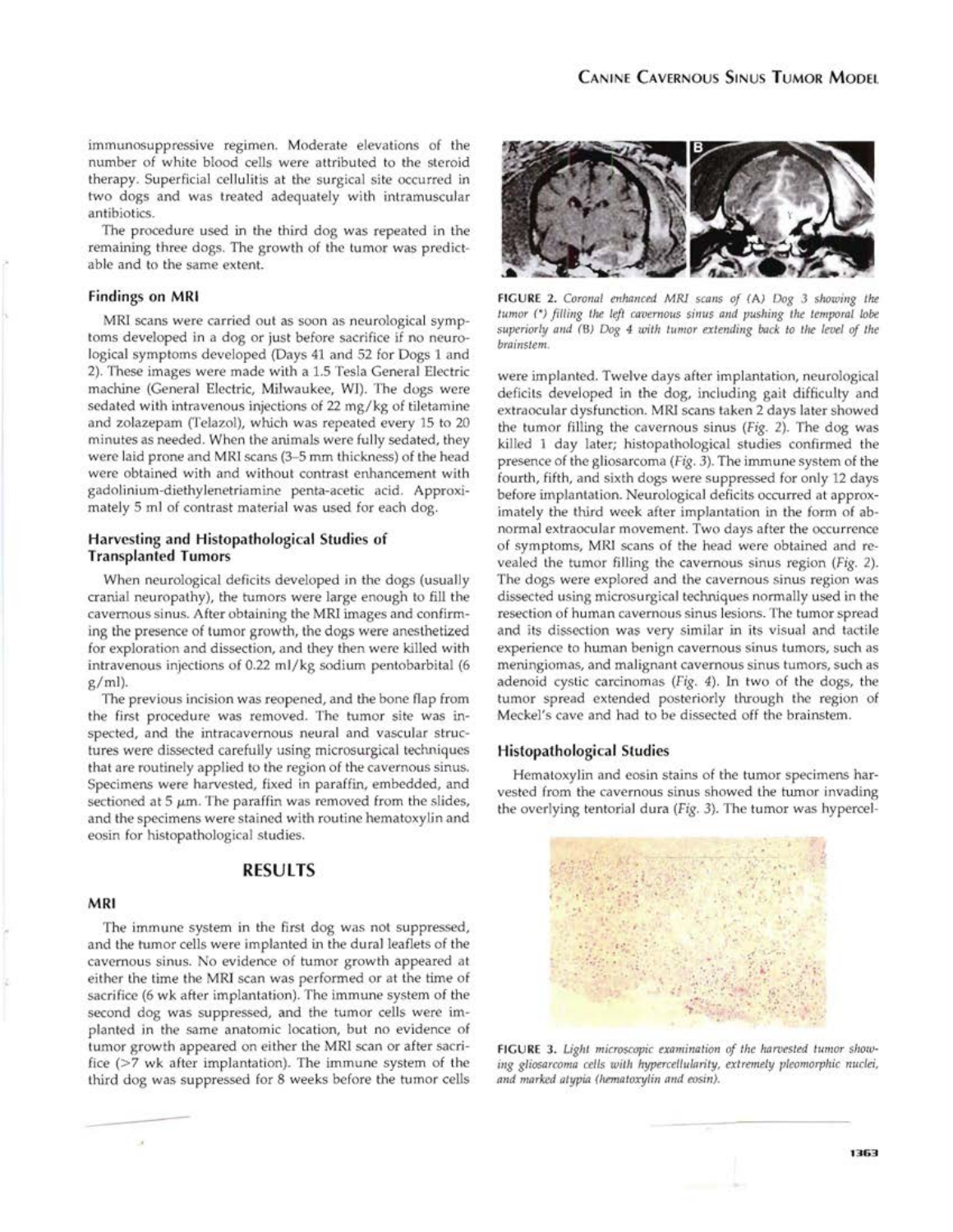immunosuppressive regimen. Moderate elevations of the number of white blood cells were attributed to the steroid therapy. Superficial cellulitis at the surgical site occurred in two dogs and was treated adequately with intramuscular antibiotics.

The procedure used in the third dog was repeated in the remaining three dogs. The growth of the tumor was predictable and to the same extent.

### Findings on MRI

MRI scans were carried out as soon as neurological symptoms developed in a dog or just before sacrifice if no neurological symptoms developed (Days 41 and 52 for Dogs 1 and 2). These images were made with a 1.5 Tesla General Electric machine (General Electric, Milwaukee, WI). The dogs were sedated with intravenous injections of 22 mg/kg of tiletamine and zolazepam (Telazol), which was repeated every 15 to 20 minutes as needed. When the animals were fully sedated, they were laid prone and MRI scans (3–5 mm thickness) of the head were obtained with and without contrast enhancement with gadolinium-diethylenetriamine penta-acetic acid. Approximately 5 ml of contrast material was used for each dog.

### Harvesting and Histopathological Studies of Transplanted Tumors

When neurological deficits developed in the dogs (usually cranial neuropathy), the tumors were large enough to fill the cavernous sinus. After obtaining the MRI images and confirming the presence of tumor growth, the dogs were anesthetized for exploration and dissection, and they then were killed with intravenous injections of 0.22 ml/kg sodium pentobarbital (6 g/ml).

The previous incision was reopened, and the bone flap from the first procedure was removed. The tumor site was inspected, and the intracavernous neural and vascular structures were dissected carefully using microsurgical techniques that are routinely applied to the region of the cavernous sinus. Specimens were harvested, fixed in paraffin, embedded, and sectioned at 5 $\mu$m. The paraffin was removed from the slides, and the specimens were stained with routine hematoxylin and eosin for histopathological studies.

## RESULTS

### MRI

The immune system in the first dog was not suppressed, and the tumor cells were implanted in the dural leaflets of the cavernous sinus. No evidence of tumor growth appeared at either the time the MRI scan was performed or at the time of sacrifice (6 wk after implantation). The immune system of the second dog was suppressed, and the tumor cells were implanted in the same anatomic location, but no evidence of tumor growth appeared on either the MRI scan or after sacrifice (>7 wk after implantation). The immune system of the third dog was suppressed for 8 weeks before the tumor cells were implanted. Twelve days after implantation, neurological deficits developed in the dog, including gait difficulty and extraocular dysfunction. MRI scans taken 2 days later showed the tumor filling the cavernous sinus (*Fig. 2*). The dog was killed 1 day later; histopathological studies confirmed the presence of the gliosarcoma (*Fig. 3*). The immune system of the fourth, fifth, and sixth dogs were suppressed for only 12 days before implantation. Neurological deficits occurred at approximately the third week after implantation in the form of abnormal extraocular movement. Two days after the occurrence of symptoms, MRI scans of the head were obtained and revealed the tumor filling the cavernous sinus region (*Fig. 2*). The dogs were explored and the cavernous sinus region was dissected using microsurgical techniques normally used in the resection of human cavernous sinus lesions. The tumor spread and its dissection was very similar in its visual and tactile experience to human benign cavernous sinus tumors, such as meningiomas, and malignant cavernous sinus tumors, such as adenoid cystic carcinomas (*Fig. 4*). In two of the dogs, the tumor spread extended posteriorly through the region of Meckel's cave and had to be dissected off the brainstem.

**FIGURE 2.** *Coronal enhanced MRI scans of (A) Dog 3 showing the tumor (*) filling the left cavernous sinus and pushing the temporal lobe superiorly and (B) Dog 4 with tumor extending back to the level of the brainstem.*

### Histopathological Studies

Hematoxylin and eosin stains of the tumor specimens harvested from the cavernous sinus showed the tumor invading the overlying tentorial dura (*Fig. 3*). The tumor was hypercel-

**FIGURE 3.** *Light microscopic examination of the harvested tumor showing gliosarcoma cells with hypercellularity, extremely pleomorphic nuclei, and marked atypia (hematoxylin and eosin).*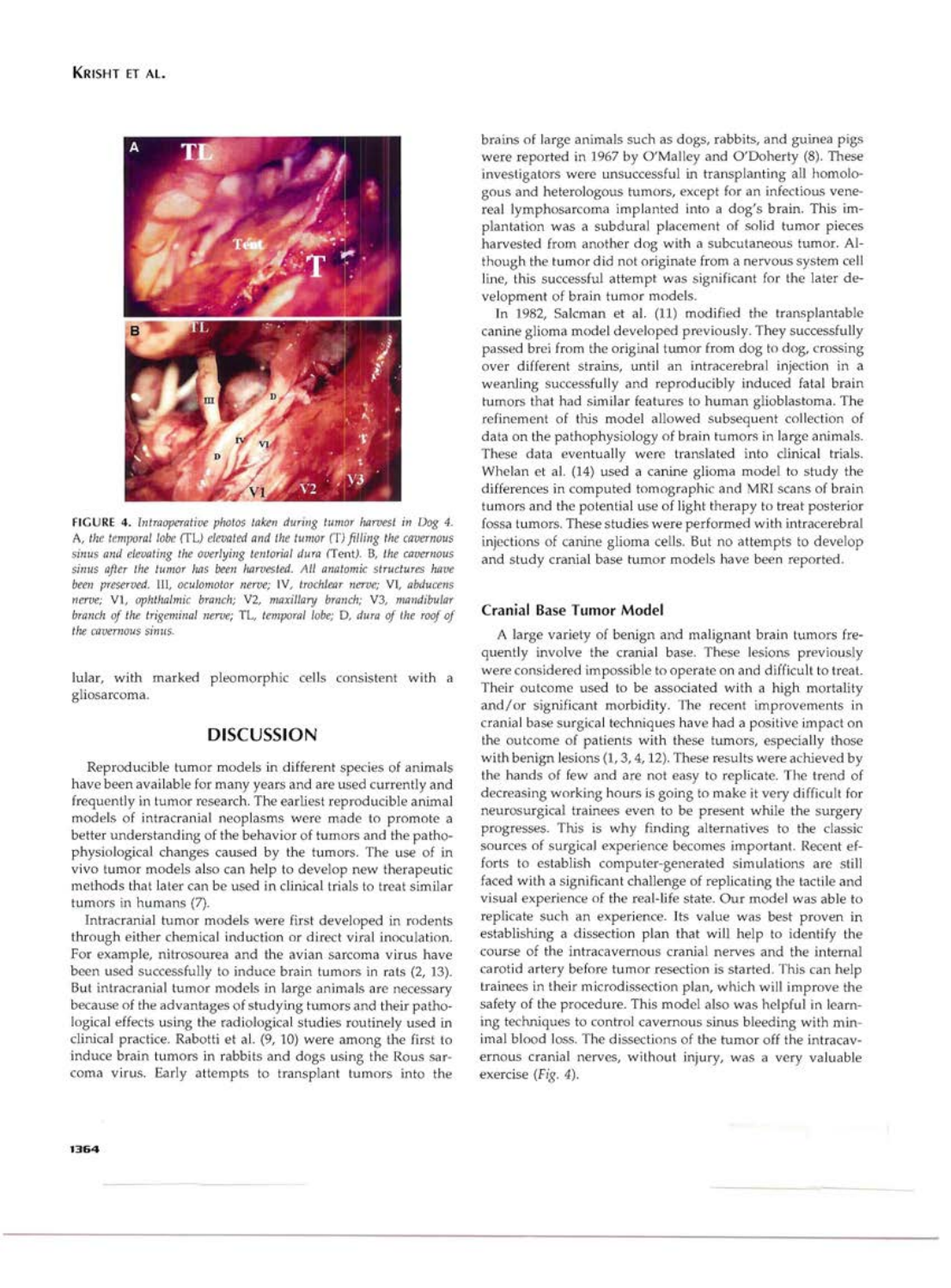FIGURE 4. *Intraoperative photos taken during tumor harvest in Dog 4. A, the temporal lobe (TL) elevated and the tumor (T) filling the cavernous sinus and elevating the overlying tentorial dura (Tent). B, the cavernous sinus after the tumor has been harvested. All anatomic structures have been preserved. III, oculomotor nerve; IV, trochlear nerve; VI, abducens nerve; V1, ophthalmic branch; V2, maxillary branch; V3, mandibular branch of the trigeminal nerve; TL, temporal lobe; D, dura of the roof of the cavernous sinus.*

lular, with marked pleomorphic cells consistent with a gliosarcoma.

## DISCUSSION

Reproducible tumor models in different species of animals have been available for many years and are used currently and frequently in tumor research. The earliest reproducible animal models of intracranial neoplasms were made to promote a better understanding of the behavior of tumors and the pathophysiological changes caused by the tumors. The use of in vivo tumor models also can help to develop new therapeutic methods that later can be used in clinical trials to treat similar tumors in humans (7).

Intracranial tumor models were first developed in rodents through either chemical induction or direct viral inoculation. For example, nitrosourea and the avian sarcoma virus have been used successfully to induce brain tumors in rats (2, 13). But intracranial tumor models in large animals are necessary because of the advantages of studying tumors and their pathological effects using the radiological studies routinely used in clinical practice. Rabotti et al. (9, 10) were among the first to induce brain tumors in rabbits and dogs using the Rous sarcoma virus. Early attempts to transplant tumors into the brains of large animals such as dogs, rabbits, and guinea pigs were reported in 1967 by O'Malley and O'Doherty (8). These investigators were unsuccessful in transplanting all homologous and heterologous tumors, except for an infectious venereal lymphosarcoma implanted into a dog's brain. This implantation was a subdural placement of solid tumor pieces harvested from another dog with a subcutaneous tumor. Although the tumor did not originate from a nervous system cell line, this successful attempt was significant for the later development of brain tumor models.

In 1982, Salcman et al. (11) modified the transplantable canine glioma model developed previously. They successfully passed brei from the original tumor from dog to dog, crossing over different strains, until an intracerebral injection in a weanling successfully and reproducibly induced fatal brain tumors that had similar features to human glioblastoma. The refinement of this model allowed subsequent collection of data on the pathophysiology of brain tumors in large animals. These data eventually were translated into clinical trials. Whelan et al. (14) used a canine glioma model to study the differences in computed tomographic and MRI scans of brain tumors and the potential use of light therapy to treat posterior fossa tumors. These studies were performed with intracerebral injections of canine glioma cells. But no attempts to develop and study cranial base tumor models have been reported.

### Cranial Base Tumor Model

A large variety of benign and malignant brain tumors frequently involve the cranial base. These lesions previously were considered impossible to operate on and difficult to treat. Their outcome used to be associated with a high mortality and/or significant morbidity. The recent improvements in cranial base surgical techniques have had a positive impact on the outcome of patients with these tumors, especially those with benign lesions (1, 3, 4, 12). These results were achieved by the hands of few and are not easy to replicate. The trend of decreasing working hours is going to make it very difficult for neurosurgical trainees even to be present while the surgery progresses. This is why finding alternatives to the classic sources of surgical experience becomes important. Recent efforts to establish computer-generated simulations are still faced with a significant challenge of replicating the tactile and visual experience of the real-life state. Our model was able to replicate such an experience. Its value was best proven in establishing a dissection plan that will help to identify the course of the intracavernous cranial nerves and the internal carotid artery before tumor resection is started. This can help trainees in their microdissection plan, which will improve the safety of the procedure. This model also was helpful in learning techniques to control cavernous sinus bleeding with minimal blood loss. The dissections of the tumor off the intracavernous cranial nerves, without injury, was a very valuable exercise (*Fig. 4*).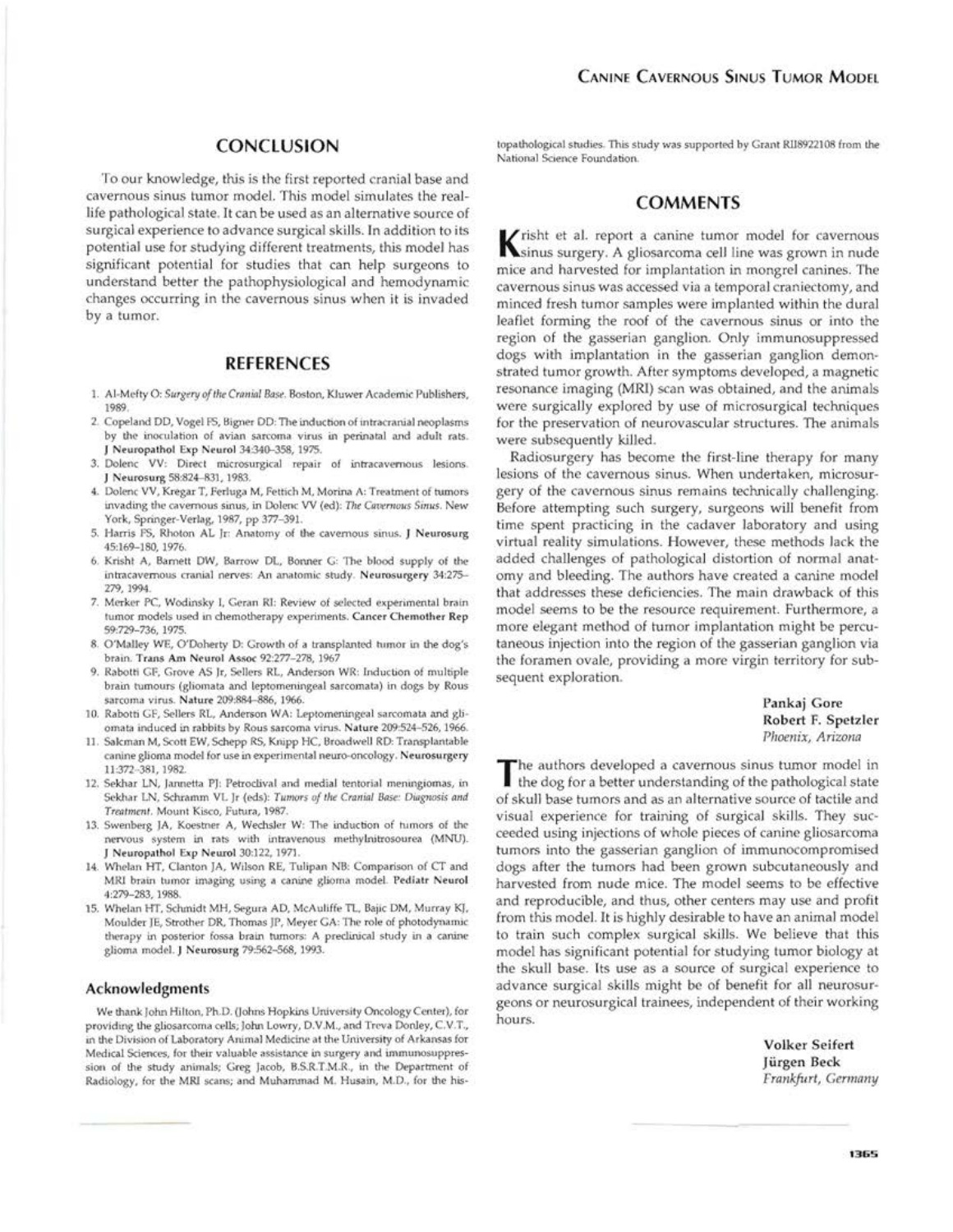## CONCLUSION

To our knowledge, this is the first reported cranial base and cavernous sinus tumor model. This model simulates the real-life pathological state. It can be used as an alternative source of surgical experience to advance surgical skills. In addition to its potential use for studying different treatments, this model has significant potential for studies that can help surgeons to understand better the pathophysiological and hemodynamic changes occurring in the cavernous sinus when it is invaded by a tumor.

## REFERENCES

1. Al-Mefty O: *Surgery of the Cranial Base*. Boston, Kluwer Academic Publishers, 1989.
2. Copeland DD, Vogel FS, Bigner DD: The induction of intracranial neoplasms by the inoculation of avian sarcoma virus in perinatal and adult rats. **J Neuropathol Exp Neurol** 34:340–358, 1975.
3. Dolenc VV: Direct microsurgical repair of intracavernous lesions. **J Neurosurg** 58:824–831, 1983.
4. Dolenc VV, Kregar T, Ferluga M, Fettich M, Morina A: Treatment of tumors invading the cavernous sinus, in Dolenc VV (ed): *The Cavernous Sinus*. New York, Springer-Verlag, 1987, pp 377–391.
5. Harris FS, Rhoton AL Jr: Anatomy of the cavernous sinus. **J Neurosurg** 45:169–180, 1976.
6. Krisht A, Barnett DW, Barrow DL, Bonner G: The blood supply of the intracavernous cranial nerves: An anatomic study. **Neurosurgery** 34:275–279, 1994.
7. Merker PC, Wodinsky I, Geran RI: Review of selected experimental brain tumor models used in chemotherapy experiments. **Cancer Chemother Rep** 59:729–736, 1975.
8. O'Malley WE, O'Doherty D: Growth of a transplanted tumor in the dog's brain. **Trans Am Neurol Assoc** 92:277–278, 1967
9. Rabotti GF, Grove AS Jr, Sellers RL, Anderson WR: Induction of multiple brain tumours (gliomata and leptomeningeal sarcomata) in dogs by Rous sarcoma virus. **Nature** 209:884–886, 1966.
10. Rabotti GF, Sellers RL, Anderson WA: Leptomeningeal sarcomata and gliomata induced in rabbits by Rous sarcoma virus. **Nature** 209:524–526, 1966.
11. Salcman M, Scott EW, Schepp RS, Knipp HC, Broadwell RD: Transplantable canine glioma model for use in experimental neuro-oncology. **Neurosurgery** 11:372–381, 1982.
12. Sekhar LN, Jannetta PJ: Petroclival and medial tentorial meningiomas, in Sekhar LN, Schramm VL Jr (eds): *Tumors of the Cranial Base: Diagnosis and Treatment*. Mount Kisco, Futura, 1987.
13. Swenberg JA, Koestner A, Wechsler W: The induction of tumors of the nervous system in rats with intravenous methylnitrosourea (MNU). **J Neuropathol Exp Neurol** 30:122, 1971.
14. Whelan HT, Clanton JA, Wilson RE, Tulipan NB: Comparison of CT and MRI brain tumor imaging using a canine glioma model. **Pediatr Neurol** 4:279–283, 1988.
15. Whelan HT, Schmidt MH, Segura AD, McAuliffe TL, Bajic DM, Murray KJ, Moulder JE, Strother DR, Thomas JP, Meyer GA: The role of photodynamic therapy in posterior fossa brain tumors: A preclinical study in a canine glioma model. **J Neurosurg** 79:562–568, 1993.

### Acknowledgments

We thank John Hilton, Ph.D. (Johns Hopkins University Oncology Center), for providing the gliosarcoma cells; John Lowry, D.V.M., and Treva Donley, C.V.T., in the Division of Laboratory Animal Medicine at the University of Arkansas for Medical Sciences, for their valuable assistance in surgery and immunosuppression of the study animals; Greg Jacob, B.S.R.T.M.R., in the Department of Radiology, for the MRI scans; and Muhammad M. Husain, M.D., for the histopathological studies. This study was supported by Grant RII8922108 from the National Science Foundation.

## COMMENTS

Krisht et al. report a canine tumor model for cavernous sinus surgery. A gliosarcoma cell line was grown in nude mice and harvested for implantation in mongrel canines. The cavernous sinus was accessed via a temporal craniectomy, and minced fresh tumor samples were implanted within the dural leaflet forming the roof of the cavernous sinus or into the region of the gasserian ganglion. Only immunosuppressed dogs with implantation in the gasserian ganglion demonstrated tumor growth. After symptoms developed, a magnetic resonance imaging (MRI) scan was obtained, and the animals were surgically explored by use of microsurgical techniques for the preservation of neurovascular structures. The animals were subsequently killed.

Radiosurgery has become the first-line therapy for many lesions of the cavernous sinus. When undertaken, microsurgery of the cavernous sinus remains technically challenging. Before attempting such surgery, surgeons will benefit from time spent practicing in the cadaver laboratory and using virtual reality simulations. However, these methods lack the added challenges of pathological distortion of normal anatomy and bleeding. The authors have created a canine model that addresses these deficiencies. The main drawback of this model seems to be the resource requirement. Furthermore, a more elegant method of tumor implantation might be percutaneous injection into the region of the gasserian ganglion via the foramen ovale, providing a more virgin territory for subsequent exploration.

**Pankaj Gore**
**Robert F. Spetzler**
*Phoenix, Arizona*

The authors developed a cavernous sinus tumor model in the dog for a better understanding of the pathological state of skull base tumors and as an alternative source of tactile and visual experience for training of surgical skills. They succeeded using injections of whole pieces of canine gliosarcoma tumors into the gasserian ganglion of immunocompromised dogs after the tumors had been grown subcutaneously and harvested from nude mice. The model seems to be effective and reproducible, and thus, other centers may use and profit from this model. It is highly desirable to have an animal model to train such complex surgical skills. We believe that this model has significant potential for studying tumor biology at the skull base. Its use as a source of surgical experience to advance surgical skills might be of benefit for all neurosurgeons or neurosurgical trainees, independent of their working hours.

**Volker Seifert**
**Jürgen Beck**
*Frankfurt, Germany*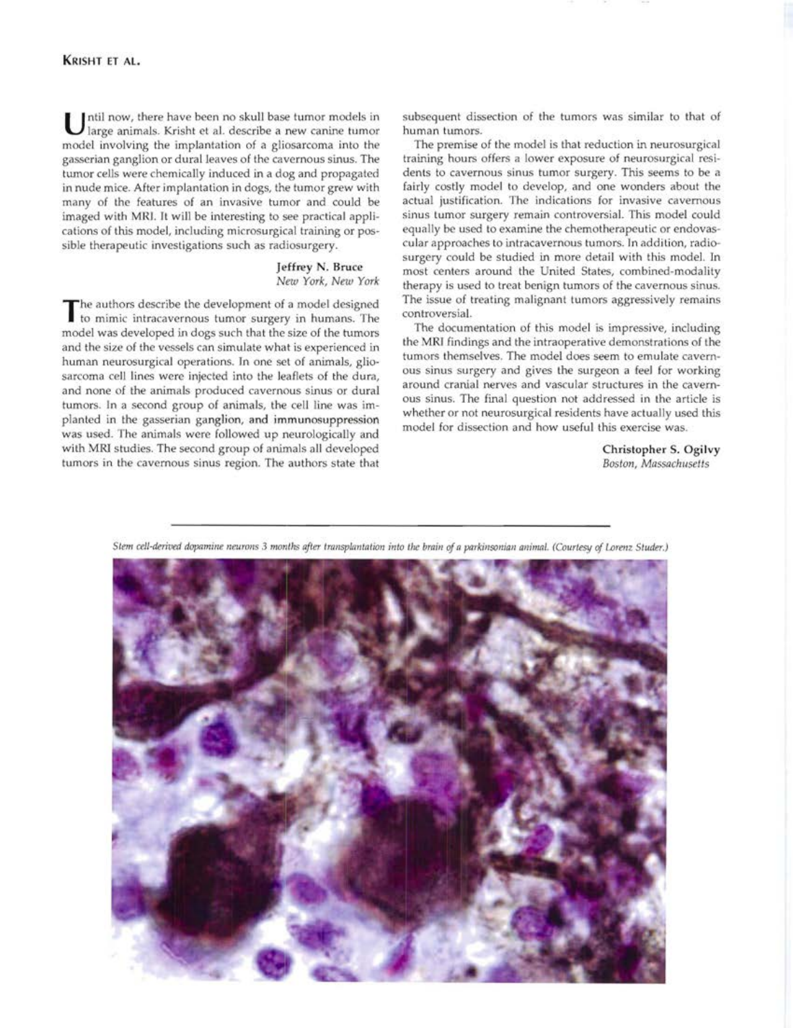Until now, there have been no skull base tumor models in large animals. Krisht et al. describe a new canine tumor model involving the implantation of a gliosarcoma into the gasserian ganglion or dural leaves of the cavernous sinus. The tumor cells were chemically induced in a dog and propagated in nude mice. After implantation in dogs, the tumor grew with many of the features of an invasive tumor and could be imaged with MRI. It will be interesting to see practical applications of this model, including microsurgical training or possible therapeutic investigations such as radiosurgery.

**Jeffrey N. Bruce**
*New York, New York*

The authors describe the development of a model designed to mimic intracavernous tumor surgery in humans. The model was developed in dogs such that the size of the tumors and the size of the vessels can simulate what is experienced in human neurosurgical operations. In one set of animals, gliosarcoma cell lines were injected into the leaflets of the dura, and none of the animals produced cavernous sinus or dural tumors. In a second group of animals, the cell line was implanted in the gasserian ganglion, and immunosuppression was used. The animals were followed up neurologically and with MRI studies. The second group of animals all developed tumors in the cavernous sinus region. The authors state that subsequent dissection of the tumors was similar to that of human tumors.

The premise of the model is that reduction in neurosurgical training hours offers a lower exposure of neurosurgical residents to cavernous sinus tumor surgery. This seems to be a fairly costly model to develop, and one wonders about the actual justification. The indications for invasive cavernous sinus tumor surgery remain controversial. This model could equally be used to examine the chemotherapeutic or endovascular approaches to intracavernous tumors. In addition, radiosurgery could be studied in more detail with this model. In most centers around the United States, combined-modality therapy is used to treat benign tumors of the cavernous sinus. The issue of treating malignant tumors aggressively remains controversial.

The documentation of this model is impressive, including the MRI findings and the intraoperative demonstrations of the tumors themselves. The model does seem to emulate cavernous sinus surgery and gives the surgeon a feel for working around cranial nerves and vascular structures in the cavernous sinus. The final question not addressed in the article is whether or not neurosurgical residents have actually used this model for dissection and how useful this exercise was.

**Christopher S. Ogilvy**
*Boston, Massachusetts*

*Stem cell-derived dopamine neurons 3 months after transplantation into the brain of a parkinsonian animal. (Courtesy of Lorenz Studer.)*